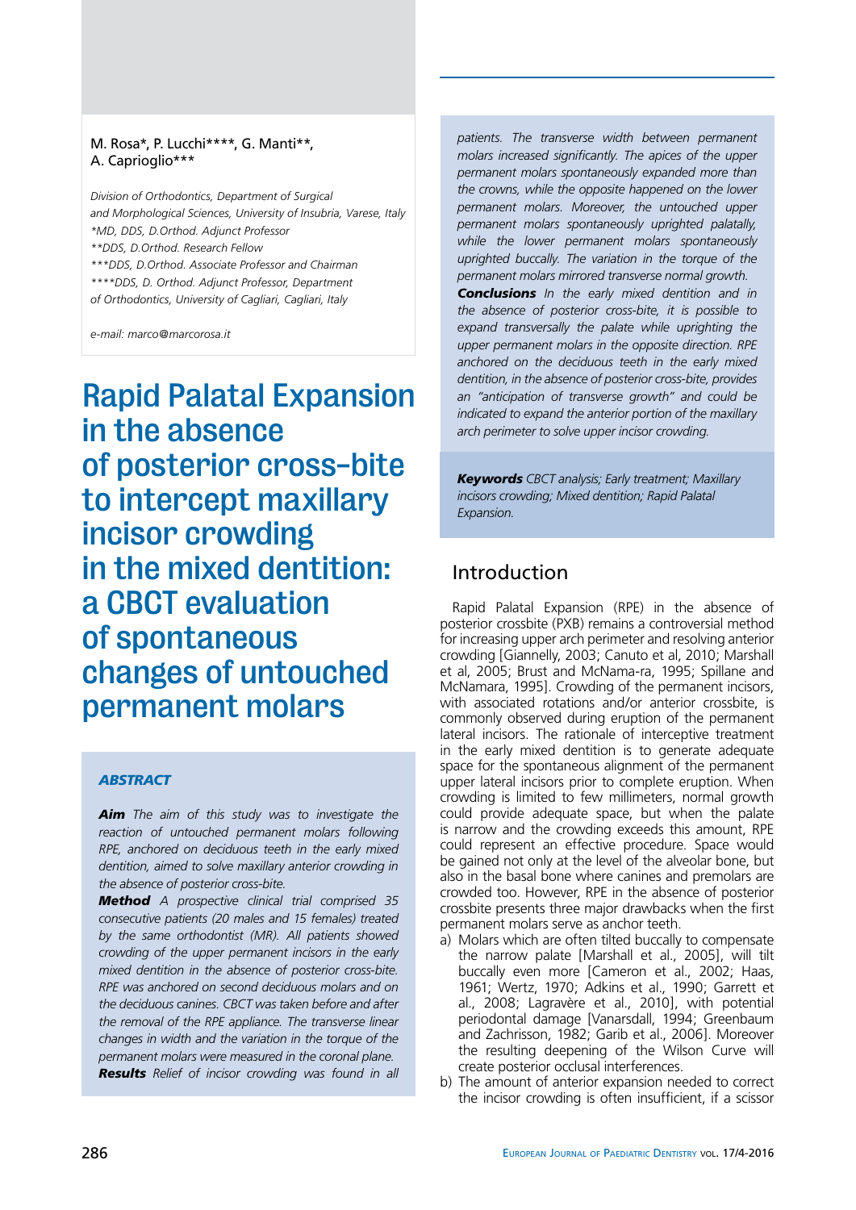M. Rosa*, P. Lucchi****, G. Manti**,
A. Caprioglio***

*Division of Orthodontics, Department of Surgical and Morphological Sciences, University of Insubria, Varese, Italy*
*\*MD, DDS, D.Orthod. Adjunct Professor*
*\*\*DDS, D.Orthod. Research Fellow*
*\*\*\*DDS, D.Orthod. Associate Professor and Chairman*
*\*\*\*\*DDS, D. Orthod. Adjunct Professor, Department of Orthodontics, University of Cagliari, Cagliari, Italy*

*e-mail: marco@marcorosa.it*

# Rapid Palatal Expansion in the absence of posterior cross-bite to intercept maxillary incisor crowding in the mixed dentition: a CBCT evaluation of spontaneous changes of untouched permanent molars

## ABSTRACT

***Aim*** *The aim of this study was to investigate the reaction of untouched permanent molars following RPE, anchored on deciduous teeth in the early mixed dentition, aimed to solve maxillary anterior crowding in the absence of posterior cross-bite.*

***Method*** *A prospective clinical trial comprised 35 consecutive patients (20 males and 15 females) treated by the same orthodontist (MR). All patients showed crowding of the upper permanent incisors in the early mixed dentition in the absence of posterior cross-bite. RPE was anchored on second deciduous molars and on the deciduous canines. CBCT was taken before and after the removal of the RPE appliance. The transverse linear changes in width and the variation in the torque of the permanent molars were measured in the coronal plane.*

***Results*** *Relief of incisor crowding was found in all patients. The transverse width between permanent molars increased significantly. The apices of the upper permanent molars spontaneously expanded more than the crowns, while the opposite happened on the lower permanent molars. Moreover, the untouched upper permanent molars spontaneously uprighted palatally, while the lower permanent molars spontaneously uprighted buccally. The variation in the torque of the permanent molars mirrored transverse normal growth.*

***Conclusions*** *In the early mixed dentition and in the absence of posterior cross-bite, it is possible to expand transversally the palate while uprighting the upper permanent molars in the opposite direction. RPE anchored on the deciduous teeth in the early mixed dentition, in the absence of posterior cross-bite, provides an "anticipation of transverse growth" and could be indicated to expand the anterior portion of the maxillary arch perimeter to solve upper incisor crowding.*

***Keywords*** *CBCT analysis; Early treatment; Maxillary incisors crowding; Mixed dentition; Rapid Palatal Expansion.*

## Introduction

Rapid Palatal Expansion (RPE) in the absence of posterior crossbite (PXB) remains a controversial method for increasing upper arch perimeter and resolving anterior crowding [Giannelly, 2003; Canuto et al, 2010; Marshall et al, 2005; Brust and McNama-ra, 1995; Spillane and McNamara, 1995]. Crowding of the permanent incisors, with associated rotations and/or anterior crossbite, is commonly observed during eruption of the permanent lateral incisors. The rationale of interceptive treatment in the early mixed dentition is to generate adequate space for the spontaneous alignment of the permanent upper lateral incisors prior to complete eruption. When crowding is limited to few millimeters, normal growth could provide adequate space, but when the palate is narrow and the crowding exceeds this amount, RPE could represent an effective procedure. Space would be gained not only at the level of the alveolar bone, but also in the basal bone where canines and premolars are crowded too. However, RPE in the absence of posterior crossbite presents three major drawbacks when the first permanent molars serve as anchor teeth.

a) Molars which are often tilted buccally to compensate the narrow palate [Marshall et al., 2005], will tilt buccally even more [Cameron et al., 2002; Haas, 1961; Wertz, 1970; Adkins et al., 1990; Garrett et al., 2008; Lagravère et al., 2010], with potential periodontal damage [Vanarsdall, 1994; Greenbaum and Zachrisson, 1982; Garib et al., 2006]. Moreover the resulting deepening of the Wilson Curve will create posterior occlusal interferences.
b) The amount of anterior expansion needed to correct the incisor crowding is often insufficient, if a scissor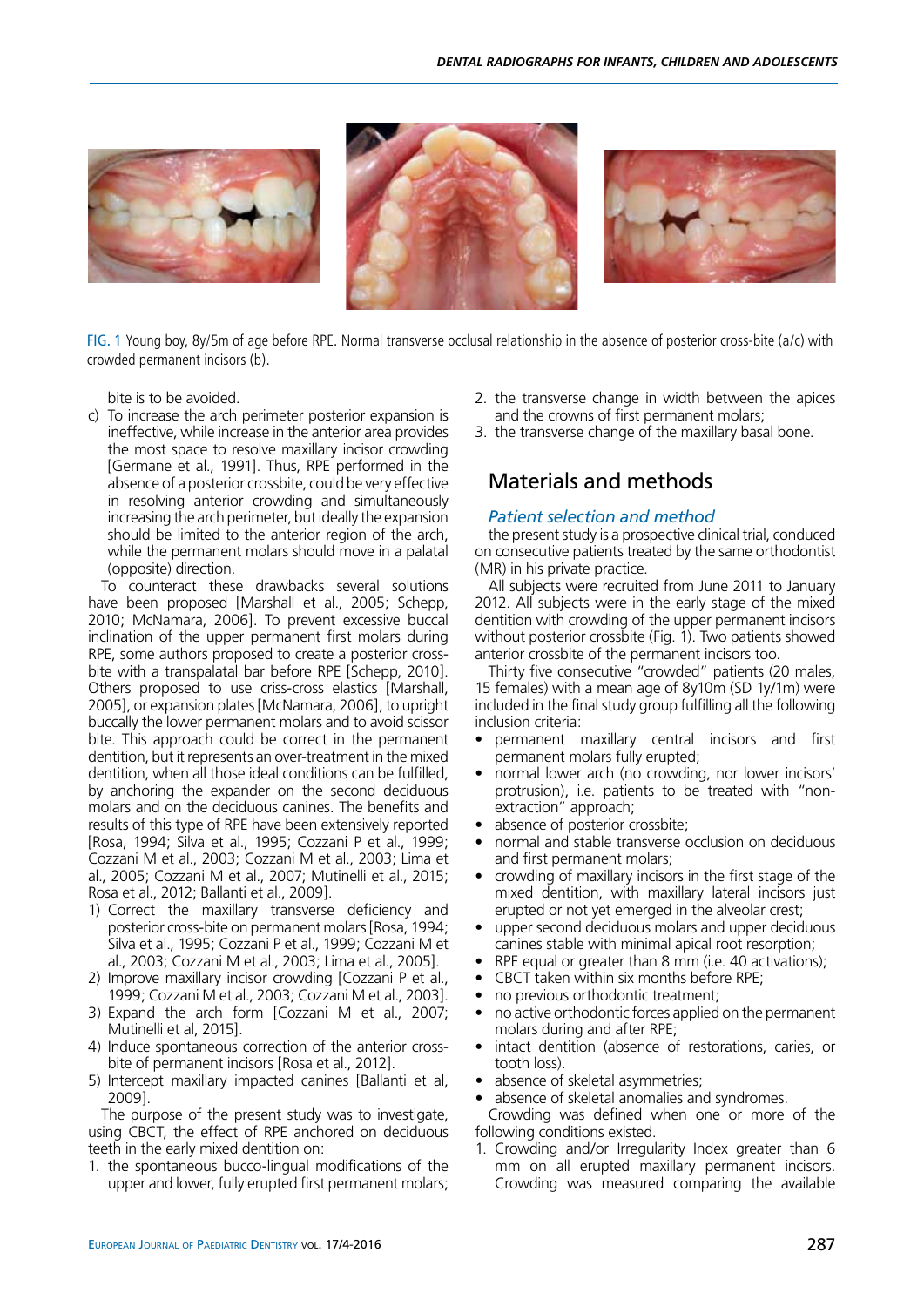FIG. 1 Young boy, 8y/5m of age before RPE. Normal transverse occlusal relationship in the absence of posterior cross-bite (a/c) with crowded permanent incisors (b).

bite is to be avoided.

c) To increase the arch perimeter posterior expansion is ineffective, while increase in the anterior area provides the most space to resolve maxillary incisor crowding [Germane et al., 1991]. Thus, RPE performed in the absence of a posterior crossbite, could be very effective in resolving anterior crowding and simultaneously increasing the arch perimeter, but ideally the expansion should be limited to the anterior region of the arch, while the permanent molars should move in a palatal (opposite) direction.

To counteract these drawbacks several solutions have been proposed [Marshall et al., 2005; Schepp, 2010; McNamara, 2006]. To prevent excessive buccal inclination of the upper permanent first molars during RPE, some authors proposed to create a posterior cross-bite with a transpalatal bar before RPE [Schepp, 2010]. Others proposed to use criss-cross elastics [Marshall, 2005], or expansion plates [McNamara, 2006], to upright buccally the lower permanent molars and to avoid scissor bite. This approach could be correct in the permanent dentition, but it represents an over-treatment in the mixed dentition, when all those ideal conditions can be fulfilled, by anchoring the expander on the second deciduous molars and on the deciduous canines. The benefits and results of this type of RPE have been extensively reported [Rosa, 1994; Silva et al., 1995; Cozzani P et al., 1999; Cozzani M et al., 2003; Cozzani M et al., 2003; Lima et al., 2005; Cozzani M et al., 2007; Mutinelli et al., 2015; Rosa et al., 2012; Ballanti et al., 2009].

1) Correct the maxillary transverse deficiency and posterior cross-bite on permanent molars [Rosa, 1994; Silva et al., 1995; Cozzani P et al., 1999; Cozzani M et al., 2003; Cozzani M et al., 2003; Lima et al., 2005].
2) Improve maxillary incisor crowding [Cozzani P et al., 1999; Cozzani M et al., 2003; Cozzani M et al., 2003].
3) Expand the arch form [Cozzani M et al., 2007; Mutinelli et al, 2015].
4) Induce spontaneous correction of the anterior cross-bite of permanent incisors [Rosa et al., 2012].
5) Intercept maxillary impacted canines [Ballanti et al, 2009].

The purpose of the present study was to investigate, using CBCT, the effect of RPE anchored on deciduous teeth in the early mixed dentition on:

1. the spontaneous bucco-lingual modifications of the upper and lower, fully erupted first permanent molars;
2. the transverse change in width between the apices and the crowns of first permanent molars;
3. the transverse change of the maxillary basal bone.

## Materials and methods

### *Patient selection and method*

the present study is a prospective clinical trial, conduced on consecutive patients treated by the same orthodontist (MR) in his private practice.

All subjects were recruited from June 2011 to January 2012. All subjects were in the early stage of the mixed dentition with crowding of the upper permanent incisors without posterior crossbite (Fig. 1). Two patients showed anterior crossbite of the permanent incisors too.

Thirty five consecutive "crowded" patients (20 males, 15 females) with a mean age of 8y10m (SD 1y/1m) were included in the final study group fulfilling all the following inclusion criteria:

- permanent maxillary central incisors and first permanent molars fully erupted;
- normal lower arch (no crowding, nor lower incisors' protrusion), i.e. patients to be treated with "non-extraction" approach;
- absence of posterior crossbite;
- normal and stable transverse occlusion on deciduous and first permanent molars;
- crowding of maxillary incisors in the first stage of the mixed dentition, with maxillary lateral incisors just erupted or not yet emerged in the alveolar crest;
- upper second deciduous molars and upper deciduous canines stable with minimal apical root resorption;
- RPE equal or greater than 8 mm (i.e. 40 activations);
- CBCT taken within six months before RPE;
- no previous orthodontic treatment;
- no active orthodontic forces applied on the permanent molars during and after RPE;
- intact dentition (absence of restorations, caries, or tooth loss).
- absence of skeletal asymmetries;
- absence of skeletal anomalies and syndromes.

Crowding was defined when one or more of the following conditions existed.

1. Crowding and/or Irregularity Index greater than 6 mm on all erupted maxillary permanent incisors. Crowding was measured comparing the available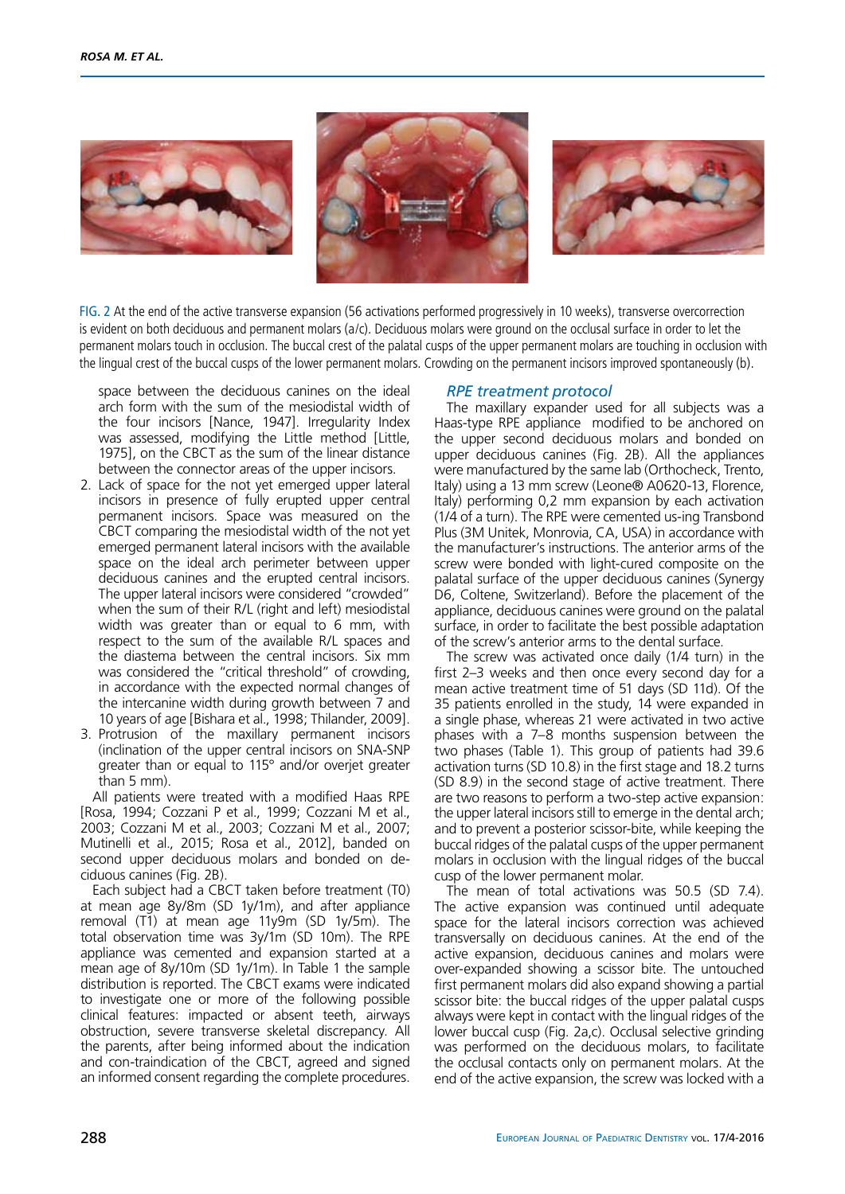FIG. 2 At the end of the active transverse expansion (56 activations performed progressively in 10 weeks), transverse overcorrection is evident on both deciduous and permanent molars (a/c). Deciduous molars were ground on the occlusal surface in order to let the permanent molars touch in occlusion. The buccal crest of the palatal cusps of the upper permanent molars are touching in occlusion with the lingual crest of the buccal cusps of the lower permanent molars. Crowding on the permanent incisors improved spontaneously (b).

space between the deciduous canines on the ideal arch form with the sum of the mesiodistal width of the four incisors [Nance, 1947]. Irregularity Index was assessed, modifying the Little method [Little, 1975], on the CBCT as the sum of the linear distance between the connector areas of the upper incisors.

2. Lack of space for the not yet emerged upper lateral incisors in presence of fully erupted upper central permanent incisors. Space was measured on the CBCT comparing the mesiodistal width of the not yet emerged permanent lateral incisors with the available space on the ideal arch perimeter between upper deciduous canines and the erupted central incisors. The upper lateral incisors were considered "crowded" when the sum of their R/L (right and left) mesiodistal width was greater than or equal to 6 mm, with respect to the sum of the available R/L spaces and the diastema between the central incisors. Six mm was considered the "critical threshold" of crowding, in accordance with the expected normal changes of the intercanine width during growth between 7 and 10 years of age [Bishara et al., 1998; Thilander, 2009].
3. Protrusion of the maxillary permanent incisors (inclination of the upper central incisors on SNA-SNP greater than or equal to 115° and/or overjet greater than 5 mm).

All patients were treated with a modified Haas RPE [Rosa, 1994; Cozzani P et al., 1999; Cozzani M et al., 2003; Cozzani M et al., 2003; Cozzani M et al., 2007; Mutinelli et al., 2015; Rosa et al., 2012], banded on second upper deciduous molars and bonded on deciduous canines (Fig. 2B).

Each subject had a CBCT taken before treatment (T0) at mean age 8y/8m (SD 1y/1m), and after appliance removal (T1) at mean age 11y9m (SD 1y/5m). The total observation time was 3y/1m (SD 10m). The RPE appliance was cemented and expansion started at a mean age of 8y/10m (SD 1y/1m). In Table 1 the sample distribution is reported. The CBCT exams were indicated to investigate one or more of the following possible clinical features: impacted or absent teeth, airways obstruction, severe transverse skeletal discrepancy. All the parents, after being informed about the indication and con-traindication of the CBCT, agreed and signed an informed consent regarding the complete procedures.

### *RPE treatment protocol*

The maxillary expander used for all subjects was a Haas-type RPE appliance modified to be anchored on the upper second deciduous molars and bonded on upper deciduous canines (Fig. 2B). All the appliances were manufactured by the same lab (Orthocheck, Trento, Italy) using a 13 mm screw (Leone® A0620-13, Florence, Italy) performing 0,2 mm expansion by each activation (1/4 of a turn). The RPE were cemented us-ing Transbond Plus (3M Unitek, Monrovia, CA, USA) in accordance with the manufacturer's instructions. The anterior arms of the screw were bonded with light-cured composite on the palatal surface of the upper deciduous canines (Synergy D6, Coltene, Switzerland). Before the placement of the appliance, deciduous canines were ground on the palatal surface, in order to facilitate the best possible adaptation of the screw's anterior arms to the dental surface.

The screw was activated once daily (1/4 turn) in the first 2–3 weeks and then once every second day for a mean active treatment time of 51 days (SD 11d). Of the 35 patients enrolled in the study, 14 were expanded in a single phase, whereas 21 were activated in two active phases with a 7–8 months suspension between the two phases (Table 1). This group of patients had 39.6 activation turns (SD 10.8) in the first stage and 18.2 turns (SD 8.9) in the second stage of active treatment. There are two reasons to perform a two-step active expansion: the upper lateral incisors still to emerge in the dental arch; and to prevent a posterior scissor-bite, while keeping the buccal ridges of the palatal cusps of the upper permanent molars in occlusion with the lingual ridges of the buccal cusp of the lower permanent molar.

The mean of total activations was 50.5 (SD 7.4). The active expansion was continued until adequate space for the lateral incisors correction was achieved transversally on deciduous canines. At the end of the active expansion, deciduous canines and molars were over-expanded showing a scissor bite. The untouched first permanent molars did also expand showing a partial scissor bite: the buccal ridges of the upper palatal cusps always were kept in contact with the lingual ridges of the lower buccal cusp (Fig. 2a,c). Occlusal selective grinding was performed on the deciduous molars, to facilitate the occlusal contacts only on permanent molars. At the end of the active expansion, the screw was locked with a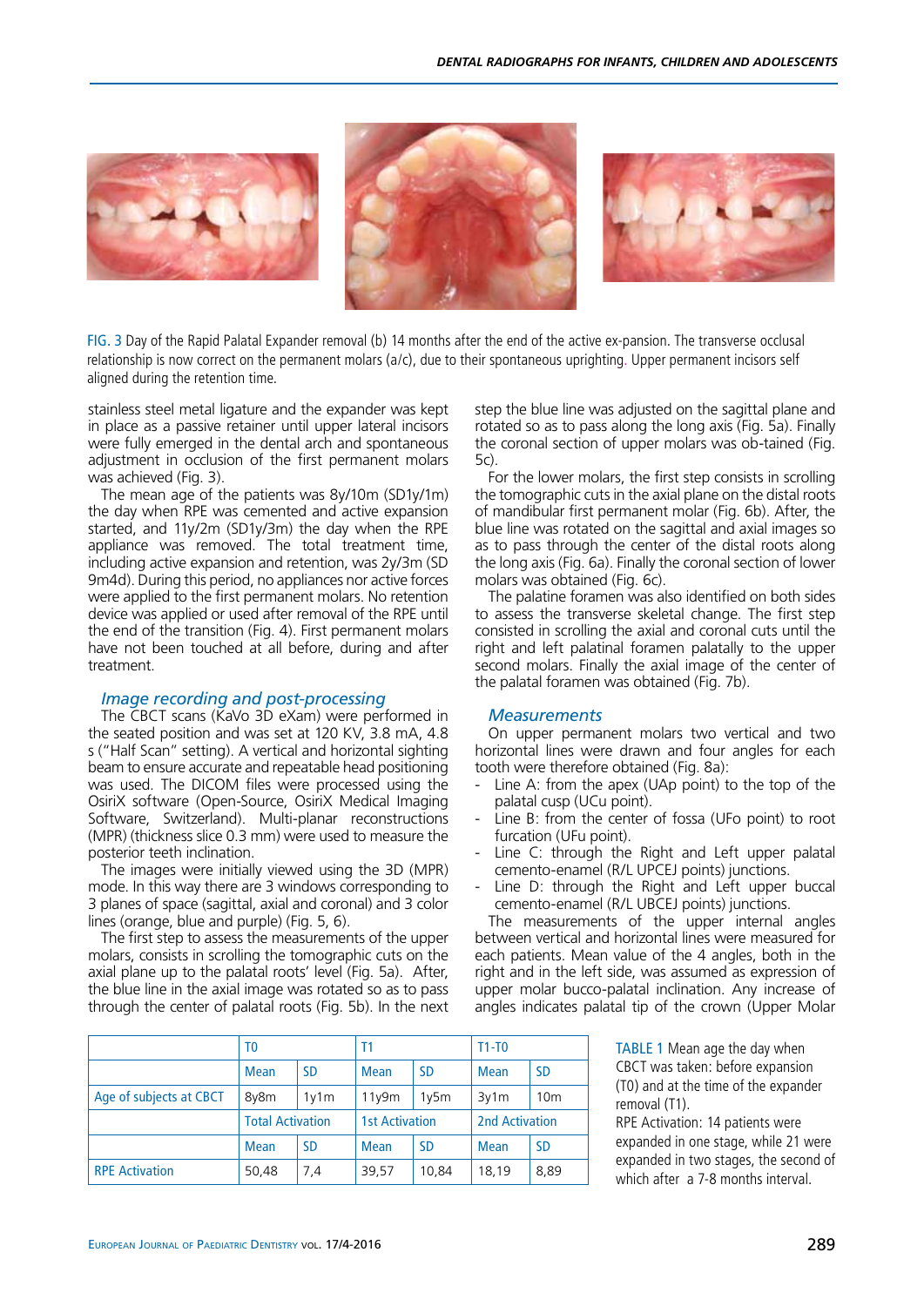FIG. 3 Day of the Rapid Palatal Expander removal (b) 14 months after the end of the active ex-pansion. The transverse occlusal relationship is now correct on the permanent molars (a/c), due to their spontaneous uprighting. Upper permanent incisors self aligned during the retention time.

stainless steel metal ligature and the expander was kept in place as a passive retainer until upper lateral incisors were fully emerged in the dental arch and spontaneous adjustment in occlusion of the first permanent molars was achieved (Fig. 3).

The mean age of the patients was 8y/10m (SD1y/1m) the day when RPE was cemented and active expansion started, and 11y/2m (SD1y/3m) the day when the RPE appliance was removed. The total treatment time, including active expansion and retention, was 2y/3m (SD 9m4d). During this period, no appliances nor active forces were applied to the first permanent molars. No retention device was applied or used after removal of the RPE until the end of the transition (Fig. 4). First permanent molars have not been touched at all before, during and after treatment.

### *Image recording and post-processing*

The CBCT scans (KaVo 3D eXam) were performed in the seated position and was set at 120 KV, 3.8 mA, 4.8 s ("Half Scan" setting). A vertical and horizontal sighting beam to ensure accurate and repeatable head positioning was used. The DICOM files were processed using the OsiriX software (Open-Source, OsiriX Medical Imaging Software, Switzerland). Multi-planar reconstructions (MPR) (thickness slice 0.3 mm) were used to measure the posterior teeth inclination.

The images were initially viewed using the 3D (MPR) mode. In this way there are 3 windows corresponding to 3 planes of space (sagittal, axial and coronal) and 3 color lines (orange, blue and purple) (Fig. 5, 6).

The first step to assess the measurements of the upper molars, consists in scrolling the tomographic cuts on the axial plane up to the palatal roots' level (Fig. 5a). After, the blue line in the axial image was rotated so as to pass through the center of palatal roots (Fig. 5b). In the next step the blue line was adjusted on the sagittal plane and rotated so as to pass along the long axis (Fig. 5a). Finally the coronal section of upper molars was ob-tained (Fig. 5c).

For the lower molars, the first step consists in scrolling the tomographic cuts in the axial plane on the distal roots of mandibular first permanent molar (Fig. 6b). After, the blue line was rotated on the sagittal and axial images so as to pass through the center of the distal roots along the long axis (Fig. 6a). Finally the coronal section of lower molars was obtained (Fig. 6c).

The palatine foramen was also identified on both sides to assess the transverse skeletal change. The first step consisted in scrolling the axial and coronal cuts until the right and left palatinal foramen palatally to the upper second molars. Finally the axial image of the center of the palatal foramen was obtained (Fig. 7b).

### *Measurements*

On upper permanent molars two vertical and two horizontal lines were drawn and four angles for each tooth were therefore obtained (Fig. 8a):

- Line A: from the apex (UAp point) to the top of the palatal cusp (UCu point).
- Line B: from the center of fossa (UFo point) to root furcation (UFu point).
- Line C: through the Right and Left upper palatal cemento-enamel (R/L UPCEJ points) junctions.
- Line D: through the Right and Left upper buccal cemento-enamel (R/L UBCEJ points) junctions.

The measurements of the upper internal angles between vertical and horizontal lines were measured for each patients. Mean value of the 4 angles, both in the right and in the left side, was assumed as expression of upper molar bucco-palatal inclination. Any increase of angles indicates palatal tip of the crown (Upper Molar

| | T0 | | T1 | | T1-T0 | |
|---|---|---|---|---|---|---|
| | Mean | SD | Mean | SD | Mean | SD |
| Age of subjects at CBCT | 8y8m | 1y1m | 11y9m | 1y5m | 3y1m | 10m |
| | Total Activation | | 1st Activation | | 2nd Activation | |
| | Mean | SD | Mean | SD | Mean | SD |
| RPE Activation | 50,48 | 7,4 | 39,57 | 10,84 | 18,19 | 8,89 |

TABLE 1 Mean age the day when CBCT was taken: before expansion (T0) and at the time of the expander removal (T1).
RPE Activation: 14 patients were expanded in one stage, while 21 were expanded in two stages, the second of which after a 7-8 months interval.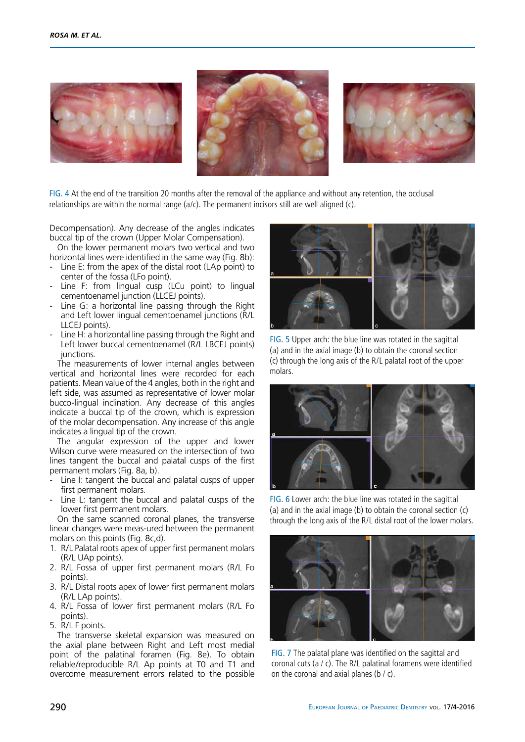FIG. 4 At the end of the transition 20 months after the removal of the appliance and without any retention, the occlusal relationships are within the normal range (a/c). The permanent incisors still are well aligned (c).

Decompensation). Any decrease of the angles indicates buccal tip of the crown (Upper Molar Compensation).

On the lower permanent molars two vertical and two horizontal lines were identified in the same way (Fig. 8b):

- Line E: from the apex of the distal root (LAp point) to center of the fossa (LFo point).
- Line F: from lingual cusp (LCu point) to lingual cementoenamel junction (LLCEJ points).
- Line G: a horizontal line passing through the Right and Left lower lingual cementoenamel junctions (R/L LLCEJ points).
- Line H: a horizontal line passing through the Right and Left lower buccal cementoenamel (R/L LBCEJ points) junctions.

The measurements of lower internal angles between vertical and horizontal lines were recorded for each patients. Mean value of the 4 angles, both in the right and left side, was assumed as representative of lower molar bucco-lingual inclination. Any decrease of this angles indicate a buccal tip of the crown, which is expression of the molar decompensation. Any increase of this angle indicates a lingual tip of the crown.

The angular expression of the upper and lower Wilson curve were measured on the intersection of two lines tangent the buccal and palatal cusps of the first permanent molars (Fig. 8a, b).

- Line I: tangent the buccal and palatal cusps of upper first permanent molars.
- Line L: tangent the buccal and palatal cusps of the lower first permanent molars.

On the same scanned coronal planes, the transverse linear changes were meas-ured between the permanent molars on this points (Fig. 8c,d).

1. R/L Palatal roots apex of upper first permanent molars (R/L UAp points).
2. R/L Fossa of upper first permanent molars (R/L Fo points).
3. R/L Distal roots apex of lower first permanent molars (R/L LAp points).
4. R/L Fossa of lower first permanent molars (R/L Fo points).
5. R/L F points.

The transverse skeletal expansion was measured on the axial plane between Right and Left most medial point of the palatinal foramen (Fig. 8e). To obtain reliable/reproducible R/L Ap points at T0 and T1 and overcome measurement errors related to the possible

FIG. 5 Upper arch: the blue line was rotated in the sagittal (a) and in the axial image (b) to obtain the coronal section (c) through the long axis of the R/L palatal root of the upper molars.

FIG. 6 Lower arch: the blue line was rotated in the sagittal (a) and in the axial image (b) to obtain the coronal section (c) through the long axis of the R/L distal root of the lower molars.

FIG. 7 The palatal plane was identified on the sagittal and coronal cuts (a / c). The R/L palatinal foramens were identified on the coronal and axial planes (b / c).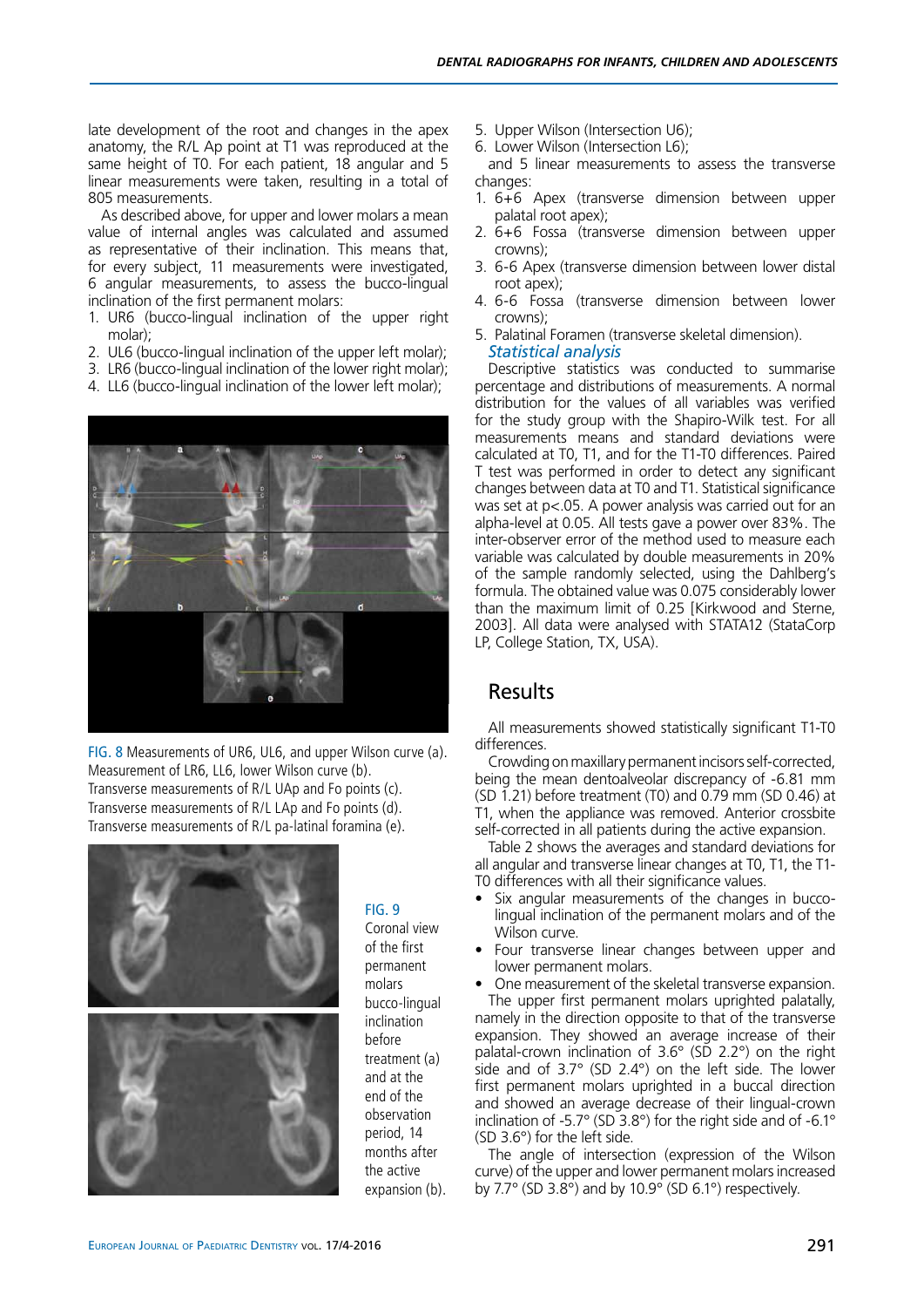late development of the root and changes in the apex anatomy, the R/L Ap point at T1 was reproduced at the same height of T0. For each patient, 18 angular and 5 linear measurements were taken, resulting in a total of 805 measurements.

As described above, for upper and lower molars a mean value of internal angles was calculated and assumed as representative of their inclination. This means that, for every subject, 11 measurements were investigated, 6 angular measurements, to assess the bucco-lingual inclination of the first permanent molars:

1. UR6 (bucco-lingual inclination of the upper right molar);
2. UL6 (bucco-lingual inclination of the upper left molar);
3. LR6 (bucco-lingual inclination of the lower right molar);
4. LL6 (bucco-lingual inclination of the lower left molar);

FIG. 8 Measurements of UR6, UL6, and upper Wilson curve (a). Measurement of LR6, LL6, lower Wilson curve (b). Transverse measurements of R/L UAp and Fo points (c). Transverse measurements of R/L LAp and Fo points (d). Transverse measurements of R/L pa-latinal foramina (e).

FIG. 9 Coronal view of the first permanent molars bucco-lingual inclination before treatment (a) and at the end of the observation period, 14 months after the active expansion (b).

5. Upper Wilson (Intersection U6);
6. Lower Wilson (Intersection L6);

and 5 linear measurements to assess the transverse changes:

1. 6+6 Apex (transverse dimension between upper palatal root apex);
2. 6+6 Fossa (transverse dimension between upper crowns);
3. 6-6 Apex (transverse dimension between lower distal root apex);
4. 6-6 Fossa (transverse dimension between lower crowns);
5. Palatinal Foramen (transverse skeletal dimension).

### *Statistical analysis*

Descriptive statistics was conducted to summarise percentage and distributions of measurements. A normal distribution for the values of all variables was verified for the study group with the Shapiro-Wilk test. For all measurements means and standard deviations were calculated at T0, T1, and for the T1-T0 differences. Paired T test was performed in order to detect any significant changes between data at T0 and T1. Statistical significance was set at $p<.05$. A power analysis was carried out for an alpha-level at 0.05. All tests gave a power over 83%. The inter-observer error of the method used to measure each variable was calculated by double measurements in 20% of the sample randomly selected, using the Dahlberg's formula. The obtained value was 0.075 considerably lower than the maximum limit of 0.25 [Kirkwood and Sterne, 2003]. All data were analysed with STATA12 (StataCorp LP, College Station, TX, USA).

## Results

All measurements showed statistically significant T1-T0 differences.

Crowding on maxillary permanent incisors self-corrected, being the mean dentoalveolar discrepancy of -6.81 mm (SD 1.21) before treatment (T0) and 0.79 mm (SD 0.46) at T1, when the appliance was removed. Anterior crossbite self-corrected in all patients during the active expansion.

Table 2 shows the averages and standard deviations for all angular and transverse linear changes at T0, T1, the T1-T0 differences with all their significance values.

- Six angular measurements of the changes in bucco-lingual inclination of the permanent molars and of the Wilson curve.
- Four transverse linear changes between upper and lower permanent molars.
- One measurement of the skeletal transverse expansion.

The upper first permanent molars uprighted palatally, namely in the direction opposite to that of the transverse expansion. They showed an average increase of their palatal-crown inclination of 3.6° (SD 2.2°) on the right side and of 3.7° (SD 2.4°) on the left side. The lower first permanent molars uprighted in a buccal direction and showed an average decrease of their lingual-crown inclination of -5.7° (SD 3.8°) for the right side and of -6.1° (SD 3.6°) for the left side.

The angle of intersection (expression of the Wilson curve) of the upper and lower permanent molars increased by 7.7° (SD 3.8°) and by 10.9° (SD 6.1°) respectively.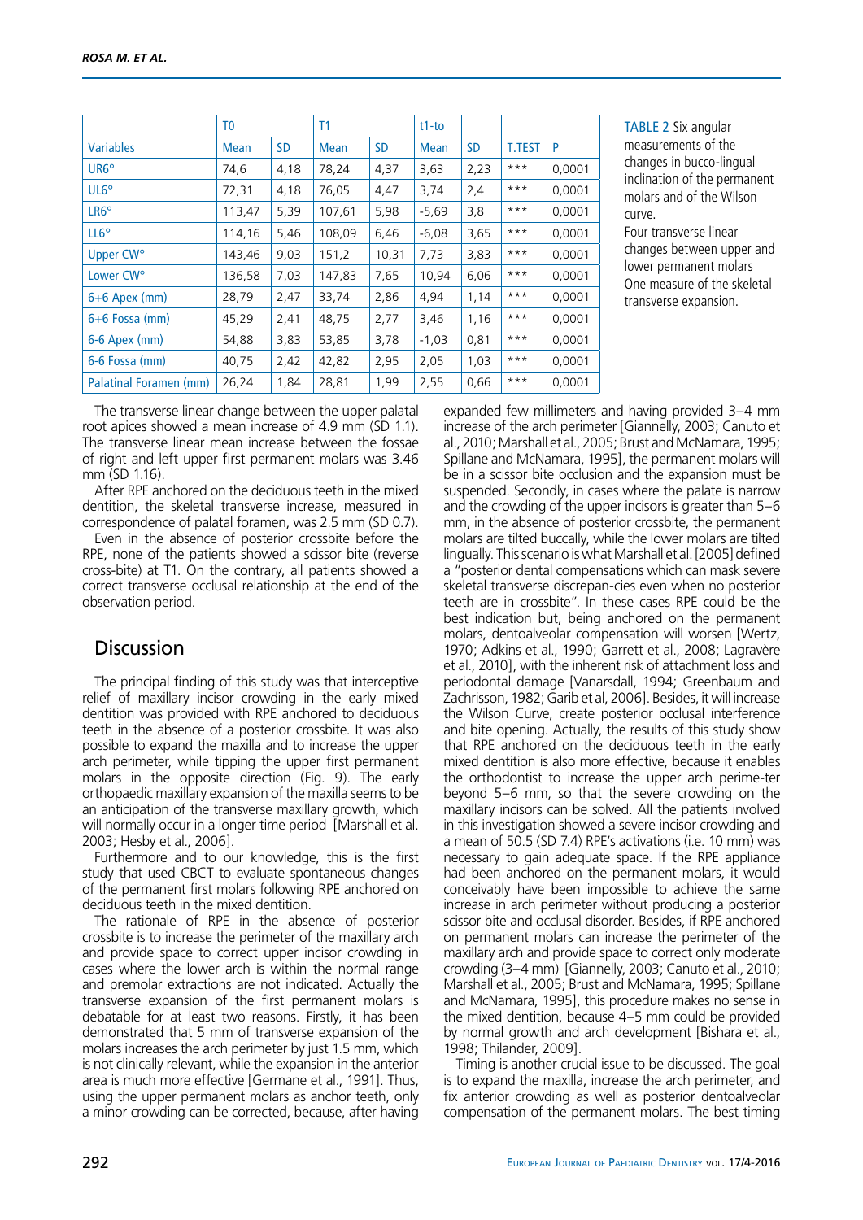| | T0 | | T1 | | t1-to | | | |
|---|---|---|---|---|---|---|---|---|
| Variables | Mean | SD | Mean | SD | Mean | SD | T.TEST | P |
| UR6° | 74,6 | 4,18 | 78,24 | 4,37 | 3,63 | 2,23 | *** | 0,0001 |
| UL6° | 72,31 | 4,18 | 76,05 | 4,47 | 3,74 | 2,4 | *** | 0,0001 |
| LR6° | 113,47 | 5,39 | 107,61 | 5,98 | -5,69 | 3,8 | *** | 0,0001 |
| LL6° | 114,16 | 5,46 | 108,09 | 6,46 | -6,08 | 3,65 | *** | 0,0001 |
| Upper CW° | 143,46 | 9,03 | 151,2 | 10,31 | 7,73 | 3,83 | *** | 0,0001 |
| Lower CW° | 136,58 | 7,03 | 147,83 | 7,65 | 10,94 | 6,06 | *** | 0,0001 |
| 6+6 Apex (mm) | 28,79 | 2,47 | 33,74 | 2,86 | 4,94 | 1,14 | *** | 0,0001 |
| 6+6 Fossa (mm) | 45,29 | 2,41 | 48,75 | 2,77 | 3,46 | 1,16 | *** | 0,0001 |
| 6-6 Apex (mm) | 54,88 | 3,83 | 53,85 | 3,78 | -1,03 | 0,81 | *** | 0,0001 |
| 6-6 Fossa (mm) | 40,75 | 2,42 | 42,82 | 2,95 | 2,05 | 1,03 | *** | 0,0001 |
| Palatinal Foramen (mm) | 26,24 | 1,84 | 28,81 | 1,99 | 2,55 | 0,66 | *** | 0,0001 |

TABLE 2 Six angular measurements of the changes in bucco-lingual inclination of the permanent molars and of the Wilson curve.
Four transverse linear changes between upper and lower permanent molars
One measure of the skeletal transverse expansion.

The transverse linear change between the upper palatal root apices showed a mean increase of 4.9 mm (SD 1.1). The transverse linear mean increase between the fossae of right and left upper first permanent molars was 3.46 mm (SD 1.16).

After RPE anchored on the deciduous teeth in the mixed dentition, the skeletal transverse increase, measured in correspondence of palatal foramen, was 2.5 mm (SD 0.7).

Even in the absence of posterior crossbite before the RPE, none of the patients showed a scissor bite (reverse cross-bite) at T1. On the contrary, all patients showed a correct transverse occlusal relationship at the end of the observation period.

## Discussion

The principal finding of this study was that interceptive relief of maxillary incisor crowding in the early mixed dentition was provided with RPE anchored to deciduous teeth in the absence of a posterior crossbite. It was also possible to expand the maxilla and to increase the upper arch perimeter, while tipping the upper first permanent molars in the opposite direction (Fig. 9). The early orthopaedic maxillary expansion of the maxilla seems to be an anticipation of the transverse maxillary growth, which will normally occur in a longer time period [Marshall et al. 2003; Hesby et al., 2006].

Furthermore and to our knowledge, this is the first study that used CBCT to evaluate spontaneous changes of the permanent first molars following RPE anchored on deciduous teeth in the mixed dentition.

The rationale of RPE in the absence of posterior crossbite is to increase the perimeter of the maxillary arch and provide space to correct upper incisor crowding in cases where the lower arch is within the normal range and premolar extractions are not indicated. Actually the transverse expansion of the first permanent molars is debatable for at least two reasons. Firstly, it has been demonstrated that 5 mm of transverse expansion of the molars increases the arch perimeter by just 1.5 mm, which is not clinically relevant, while the expansion in the anterior area is much more effective [Germane et al., 1991]. Thus, using the upper permanent molars as anchor teeth, only a minor crowding can be corrected, because, after having expanded few millimeters and having provided 3–4 mm increase of the arch perimeter [Giannelly, 2003; Canuto et al., 2010; Marshall et al., 2005; Brust and McNamara, 1995; Spillane and McNamara, 1995], the permanent molars will be in a scissor bite occlusion and the expansion must be suspended. Secondly, in cases where the palate is narrow and the crowding of the upper incisors is greater than 5–6 mm, in the absence of posterior crossbite, the permanent molars are tilted buccally, while the lower molars are tilted lingually. This scenario is what Marshall et al. [2005] defined a "posterior dental compensations which can mask severe skeletal transverse discrepan-cies even when no posterior teeth are in crossbite". In these cases RPE could be the best indication but, being anchored on the permanent molars, dentoalveolar compensation will worsen [Wertz, 1970; Adkins et al., 1990; Garrett et al., 2008; Lagravère et al., 2010], with the inherent risk of attachment loss and periodontal damage [Vanarsdall, 1994; Greenbaum and Zachrisson, 1982; Garib et al, 2006]. Besides, it will increase the Wilson Curve, create posterior occlusal interference and bite opening. Actually, the results of this study show that RPE anchored on the deciduous teeth in the early mixed dentition is also more effective, because it enables the orthodontist to increase the upper arch perime-ter beyond 5–6 mm, so that the severe crowding on the maxillary incisors can be solved. All the patients involved in this investigation showed a severe incisor crowding and a mean of 50.5 (SD 7.4) RPE's activations (i.e. 10 mm) was necessary to gain adequate space. If the RPE appliance had been anchored on the permanent molars, it would conceivably have been impossible to achieve the same increase in arch perimeter without producing a posterior scissor bite and occlusal disorder. Besides, if RPE anchored on permanent molars can increase the perimeter of the maxillary arch and provide space to correct only moderate crowding (3–4 mm) [Giannelly, 2003; Canuto et al., 2010; Marshall et al., 2005; Brust and McNamara, 1995; Spillane and McNamara, 1995], this procedure makes no sense in the mixed dentition, because 4–5 mm could be provided by normal growth and arch development [Bishara et al., 1998; Thilander, 2009].

Timing is another crucial issue to be discussed. The goal is to expand the maxilla, increase the arch perimeter, and fix anterior crowding as well as posterior dentoalveolar compensation of the permanent molars. The best timing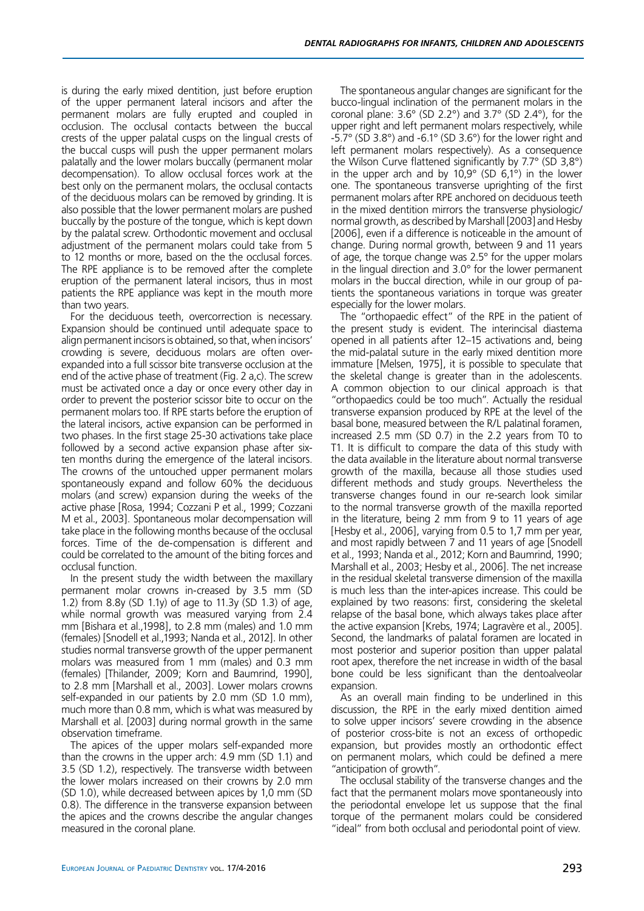is during the early mixed dentition, just before eruption of the upper permanent lateral incisors and after the permanent molars are fully erupted and coupled in occlusion. The occlusal contacts between the buccal crests of the upper palatal cusps on the lingual crests of the buccal cusps will push the upper permanent molars palatally and the lower molars buccally (permanent molar decompensation). To allow occlusal forces work at the best only on the permanent molars, the occlusal contacts of the deciduous molars can be removed by grinding. It is also possible that the lower permanent molars are pushed buccally by the posture of the tongue, which is kept down by the palatal screw. Orthodontic movement and occlusal adjustment of the permanent molars could take from 5 to 12 months or more, based on the the occlusal forces. The RPE appliance is to be removed after the complete eruption of the permanent lateral incisors, thus in most patients the RPE appliance was kept in the mouth more than two years.

For the deciduous teeth, overcorrection is necessary. Expansion should be continued until adequate space to align permanent incisors is obtained, so that, when incisors' crowding is severe, deciduous molars are often over-expanded into a full scissor bite transverse occlusion at the end of the active phase of treatment (Fig. 2 a,c). The screw must be activated once a day or once every other day in order to prevent the posterior scissor bite to occur on the permanent molars too. If RPE starts before the eruption of the lateral incisors, active expansion can be performed in two phases. In the first stage 25-30 activations take place followed by a second active expansion phase after sixteen months during the emergence of the lateral incisors. The crowns of the untouched upper permanent molars spontaneously expand and follow 60% the deciduous molars (and screw) expansion during the weeks of the active phase [Rosa, 1994; Cozzani P et al., 1999; Cozzani M et al., 2003]. Spontaneous molar decompensation will take place in the following months because of the occlusal forces. Time of the de-compensation is different and could be correlated to the amount of the biting forces and occlusal function.

In the present study the width between the maxillary permanent molar crowns in-creased by 3.5 mm (SD 1.2) from 8.8y (SD 1.1y) of age to 11.3y (SD 1.3) of age, while normal growth was measured varying from 2.4 mm [Bishara et al.,1998], to 2.8 mm (males) and 1.0 mm (females) [Snodell et al.,1993; Nanda et al., 2012]. In other studies normal transverse growth of the upper permanent molars was measured from 1 mm (males) and 0.3 mm (females) [Thilander, 2009; Korn and Baumrind, 1990], to 2.8 mm [Marshall et al., 2003]. Lower molars crowns self-expanded in our patients by 2.0 mm (SD 1.0 mm), much more than 0.8 mm, which is what was measured by Marshall et al. [2003] during normal growth in the same observation timeframe.

The apices of the upper molars self-expanded more than the crowns in the upper arch: 4.9 mm (SD 1.1) and 3.5 (SD 1.2), respectively. The transverse width between the lower molars increased on their crowns by 2.0 mm (SD 1.0), while decreased between apices by 1,0 mm (SD 0.8). The difference in the transverse expansion between the apices and the crowns describe the angular changes measured in the coronal plane.

The spontaneous angular changes are significant for the bucco-lingual inclination of the permanent molars in the coronal plane: 3.6° (SD 2.2°) and 3.7° (SD 2.4°), for the upper right and left permanent molars respectively, while -5.7° (SD 3.8°) and -6.1° (SD 3.6°) for the lower right and left permanent molars respectively). As a consequence the Wilson Curve flattened significantly by 7.7° (SD 3,8°) in the upper arch and by 10,9° (SD 6,1°) in the lower one. The spontaneous transverse uprighting of the first permanent molars after RPE anchored on deciduous teeth in the mixed dentition mirrors the transverse physiologic/normal growth, as described by Marshall [2003] and Hesby [2006], even if a difference is noticeable in the amount of change. During normal growth, between 9 and 11 years of age, the torque change was 2.5° for the upper molars in the lingual direction and 3.0° for the lower permanent molars in the buccal direction, while in our group of patients the spontaneous variations in torque was greater especially for the lower molars.

The "orthopaedic effect" of the RPE in the patient of the present study is evident. The interincisal diastema opened in all patients after 12–15 activations and, being the mid-palatal suture in the early mixed dentition more immature [Melsen, 1975], it is possible to speculate that the skeletal change is greater than in the adolescents. A common objection to our clinical approach is that "orthopaedics could be too much". Actually the residual transverse expansion produced by RPE at the level of the basal bone, measured between the R/L palatinal foramen, increased 2.5 mm (SD 0.7) in the 2.2 years from T0 to T1. It is difficult to compare the data of this study with the data available in the literature about normal transverse growth of the maxilla, because all those studies used different methods and study groups. Nevertheless the transverse changes found in our re-search look similar to the normal transverse growth of the maxilla reported in the literature, being 2 mm from 9 to 11 years of age [Hesby et al., 2006], varying from 0.5 to 1,7 mm per year, and most rapidly between 7 and 11 years of age [Snodell et al., 1993; Nanda et al., 2012; Korn and Baumrind, 1990; Marshall et al., 2003; Hesby et al., 2006]. The net increase in the residual skeletal transverse dimension of the maxilla is much less than the inter-apices increase. This could be explained by two reasons: first, considering the skeletal relapse of the basal bone, which always takes place after the active expansion [Krebs, 1974; Lagravère et al., 2005]. Second, the landmarks of palatal foramen are located in most posterior and superior position than upper palatal root apex, therefore the net increase in width of the basal bone could be less significant than the dentoalveolar expansion.

As an overall main finding to be underlined in this discussion, the RPE in the early mixed dentition aimed to solve upper incisors' severe crowding in the absence of posterior cross-bite is not an excess of orthopedic expansion, but provides mostly an orthodontic effect on permanent molars, which could be defined a mere "anticipation of growth".

The occlusal stability of the transverse changes and the fact that the permanent molars move spontaneously into the periodontal envelope let us suppose that the final torque of the permanent molars could be considered "ideal" from both occlusal and periodontal point of view.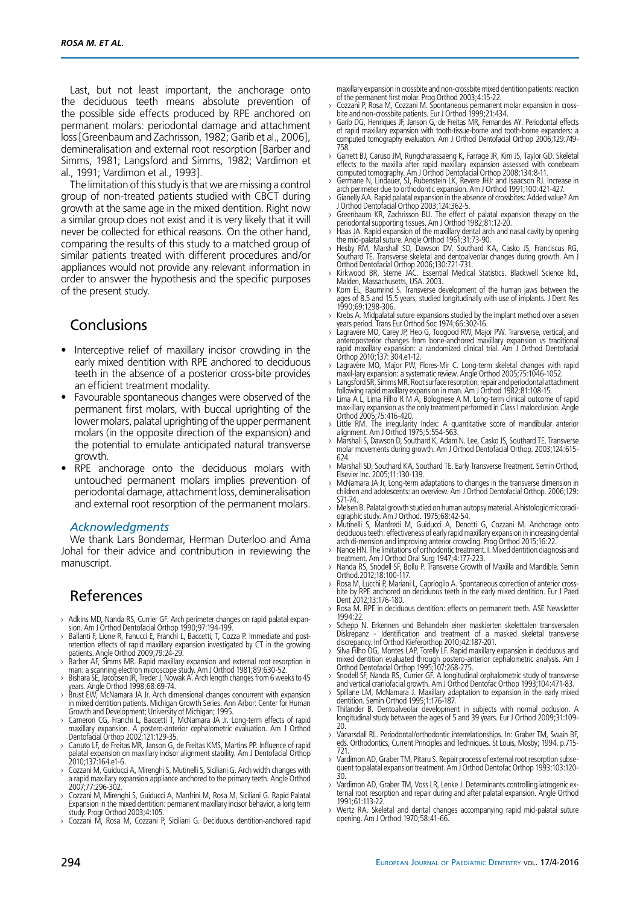Last, but not least important, the anchorage onto the deciduous teeth means absolute prevention of the possible side effects produced by RPE anchored on permanent molars: periodontal damage and attachment loss [Greenbaum and Zachrisson, 1982; Garib et al., 2006], demineralisation and external root resorption [Barber and Simms, 1981; Langsford and Simms, 1982; Vardimon et al., 1991; Vardimon et al., 1993].

The limitation of this study is that we are missing a control group of non-treated patients studied with CBCT during growth at the same age in the mixed dentition. Right now a similar group does not exist and it is very likely that it will never be collected for ethical reasons. On the other hand, comparing the results of this study to a matched group of similar patients treated with different procedures and/or appliances would not provide any relevant information in order to answer the hypothesis and the specific purposes of the present study.

## Conclusions

- Interceptive relief of maxillary incisor crowding in the early mixed dentition with RPE anchored to deciduous teeth in the absence of a posterior cross-bite provides an efficient treatment modality.
- Favourable spontaneous changes were observed of the permanent first molars, with buccal uprighting of the lower molars, palatal uprighting of the upper permanent molars (in the opposite direction of the expansion) and the potential to emulate anticipated natural transverse growth.
- RPE anchorage onto the deciduous molars with untouched permanent molars implies prevention of periodontal damage, attachment loss, demineralisation and external root resorption of the permanent molars.

### *Acknowledgments*

We thank Lars Bondemar, Herman Duterloo and Ama Johal for their advice and contribution in reviewing the manuscript.

## References

- Adkins MD, Nanda RS, Currier GF. Arch perimeter changes on rapid palatal expansion. Am J Orthod Dentofacial Orthop 1990;97:194-199.
- Ballanti F, Lione R, Fanucci E, Franchi L, Baccetti, T, Cozza P. Immediate and post-retention effects of rapid maxillary expansion investigated by CT in the growing patients. Angle Orthod 2009;79:24-29.
- Barber AF, Simms MR. Rapid maxillary expansion and external root resorption in man: a scanning electron microscope study. Am J Orthod 1981;89:630-52.
- Bishara SE, Jacobsen JR, Treder J, Nowak A. Arch length changes from 6 weeks to 45 years. Angle Orthod 1998;68:69-74.
- Brust EW, McNamara JA Jr. Arch dimensional changes concurrent with expansion in mixed dentition patients. Michigan Growth Series. Ann Arbor: Center for Human Growth and Development; University of Michigan; 1995.
- Cameron CG, Franchi L, Baccetti T, McNamara JA Jr. Long-term effects of rapid maxillary expansion. A postero-anterior cephalometric evaluation. Am J Orthod Dentofacial Orthop 2002;121:129-35.
- Canuto LF, de Freitas MR, Janson G, de Freitas KMS, Martins PP. Influence of rapid palatal expansion on maxillary incisor alignment stability. Am J Dentofacial Orthop 2010;137:164.e1-6.
- Cozzani M, Guiducci A, Mirenghi S, Mutinelli S, Siciliani G. Arch width changes with a rapid maxillary expansion appliance anchored to the primary teeth. Angle Orthod 2007;77:296-302.
- Cozzani M, Mirenghi S, Guiducci A, Manfrini M, Rosa M, Siciliani G. Rapid Palatal Expansion in the mixed dentition: permanent maxillary incisor behavior, a long term study. Progr Orthod 2003;4:105.
- Cozzani M, Rosa M, Cozzani P, Siciliani G. Deciduous dentition-anchored rapid maxillary expansion in crossbite and non-crossbite mixed dentition patients: reaction of the permanent first molar. Prog Orthod 2003;4:15-22.
- Cozzani P, Rosa M, Cozzani M. Spontaneous permanent molar expansion in cross-bite and non-crossbite patients. Eur J Orthod 1999;21:434.
- Garib DG, Henriques JF, Janson G, de Freitas MR, Fernandes AY. Periodontal effects of rapid maxillary expansion with tooth-tissue-borne and tooth-borne expanders: a computed tomography evaluation. Am J Orthod Dentofacial Orthop 2006;129:749-758.
- Garrett BJ, Caruso JM, Rungcharassaeng K, Farrage JR, Kim JS, Taylor GD. Skeletal effects to the maxilla after rapid maxillary expansion assessed with conebeam computed tomography. Am J Orthod Dentofacial Orthop 2008;134:8-11.
- Germane N, Lindauer, SJ, Rubenstein LK, Revere JHJr and Isaacson RJ. Increase in arch perimeter due to orthodontic expansion. Am J Orthod 1991;100:421-427.
- Gianelly AA. Rapid palatal expansion in the absence of crossbites: Added value? Am J Orthod Dentofacial Orthop 2003;124:362-5.
- Greenbaum KR, Zachrisson BU. The effect of palatal expansion therapy on the periodontal supporting tissues. Am J Orthod 1982;81:12-20.
- Haas JA. Rapid expansion of the maxillary dental arch and nasal cavity by opening the mid-palatal suture. Angle Orthod 1961;31:73-90.
- Hesby RM, Marshall SD, Dawson DV, Southard KA, Casko JS, Franciscus RG, Southard TE. Transverse skeletal and dentoalveolar changes during growth. Am J Orthod Dentofacial Orthop 2006;130:721-731.
- Kirkwood BR, Sterne JAC. Essential Medical Statistics. Blackwell Science ltd., Malden, Massachusetts, USA. 2003.
- Korn EL, Baumrind S. Transverse development of the human jaws between the ages of 8.5 and 15.5 years, studied longitudinally with use of implants. J Dent Res 1990;69:1298-306.
- Krebs A. Midpalatal suture expansions studied by the implant method over a seven years period. Trans Eur Orthod Soc 1974;66:302-16.
- Lagravére MO, Carey JP, Heo G, Toogood RW, Major PW. Transverse, vertical, and anteroposterior changes from bone-anchored maxillary expansion vs traditional rapid maxillary expansion: a randomized clinical trial. Am J Orthod Dentofacial Orthop 2010;137: 304.e1-12.
- Lagravère MO, Major PW, Flores-Mir C. Long-term skeletal changes with rapid maxil-lary expansion: a systematic review. Angle Orthod 2005;75:1046-1052.
- Langsford SR, Simms MR. Root surface resorption, repair and periodontal attachment following rapid maxillary expansion in man. Am J Orthod 1982;81:108-15.
- Lima A L, Lima Filho R M A, Bolognese A M. Long-term clinical outcome of rapid max-illary expansion as the only treatment performed in Class I malocclusion. Angle Orthod 2005;75:416-420.
- Little RM. The irregularity Index: A quantitative score of mandibular anterior alignment. Am J Orthod 1975;5:554-563.
- Marshall S, Dawson D, Southard K, Adam N. Lee, Casko JS, Southard TE. Transverse molar movements during growth. Am J Orthod Dentofacial Orthop. 2003;124:615-624.
- Marshall SD, Southard KA, Southard TE. Early Transverse Treatment. Semin Orthod, Elsevier Inc. 2005;11:130-139.
- McNamara JA Jr, Long-term adaptations to changes in the transverse dimension in children and adolescents: an overview. Am J Orthod Dentofacial Orthop. 2006;129: S71-74.
- Melsen B. Palatal growth studied on human autopsy material. A histologic microradiographic study. Am J Orthod. 1975;68:42-54.
- Mutinelli S, Manfredi M, Guiducci A, Denotti G, Cozzani M. Anchorage onto deciduous teeth: effectiveness of early rapid maxillary expansion in increasing dental arch di-mension and improving anterior crowding. Prog Orthod 2015;16:22.
- Nance HN. The limitations of orthodontic treatment. I. Mixed dentition diagnosis and treatment. Am J Orthod Oral Surg 1947;4:177-223.
- Nanda RS, Snodell SF, Bollu P. Transverse Growth of Maxilla and Mandible. Semin Orthod.2012;18:100-117.
- Rosa M, Lucchi P, Mariani L, Caprioglio A. Spontaneous correction of anterior cross-bite by RPE anchored on deciduous teeth in the early mixed dentition. Eur J Paed Dent 2012;13:176-180.
- Rosa M. RPE in deciduous dentition: effects on permanent teeth. ASE Newsletter 1994:22.
- Schepp N. Erkennen und Behandeln einer maskierten skelettalen transversalen Diskrepanz - Identification and treatment of a masked skeletal transverse discrepancy. Inf Orthod Kieferorthop 2010;42:187-201.
- Silva Filho OG, Montes LAP, Torelly LF. Rapid maxillary expansion in deciduous and mixed dentition evaluated through postero-anterior cephalometric analysis. Am J Orthod Dentofacial Orthop 1995;107:268-275.
- Snodell SF, Nanda RS, Currier GF. A longitudinal cephalometric study of transverse and vertical craniofacial growth. Am J Orthod Dentofac Orthop 1993;104:471-83.
- Spillane LM, McNamara J. Maxillary adaptation to expansion in the early mixed dentition. Semin Orthod 1995;1:176-187.
- Thilander B. Dentoalveolar development in subjects with normal occlusion. A longitudinal study between the ages of 5 and 39 years. Eur J Orthod 2009;31:109-20.
- Vanarsdall RL. Periodontal/orthodontic interrelationships. In: Graber TM, Swain BF, eds. Orthodontics, Current Principles and Techniques. St Louis, Mosby; 1994. p.715-721.
- Vardimon AD, Graber TM, Pitaru S. Repair process of external root resorption subsequent to palatal expansion treatment. Am J Orthod Dentofac Orthop 1993;103:120-30.
- Vardimon AD, Graber TM, Voss LR, Lenke J. Determinants controlling iatrogenic external root resorption and repair during and after palatal expansion. Angle Orthod 1991;61:113-22.
- Wertz RA. Skeletal and dental changes accompanying rapid mid-palatal suture opening. Am J Orthod 1970;58:41-66.